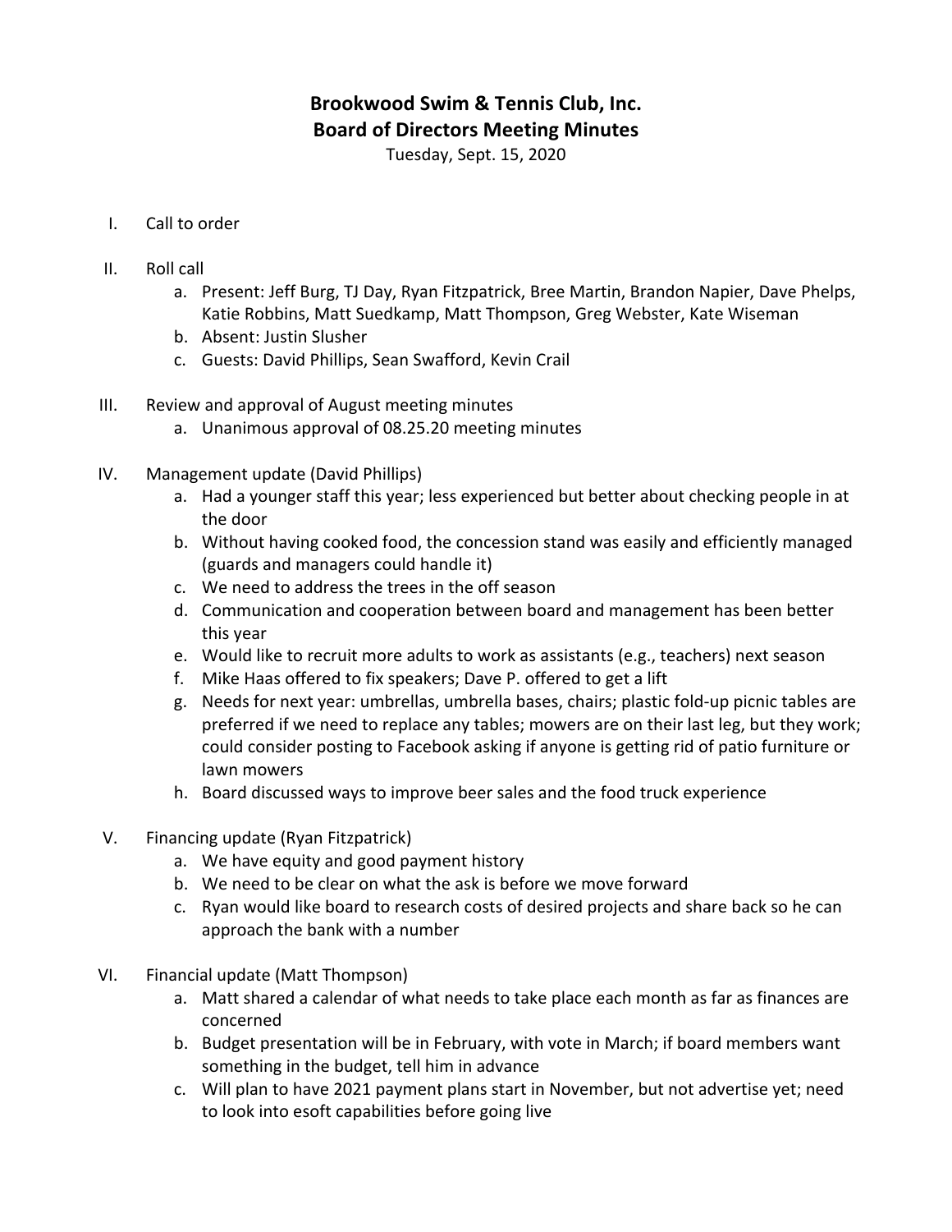# Brookwood Swim & Tennis Club, Inc.
# Board of Directors Meeting Minutes

Tuesday, Sept. 15, 2020

I. Call to order

II. Roll call
   a. Present: Jeff Burg, TJ Day, Ryan Fitzpatrick, Bree Martin, Brandon Napier, Dave Phelps, Katie Robbins, Matt Suedkamp, Matt Thompson, Greg Webster, Kate Wiseman
   b. Absent: Justin Slusher
   c. Guests: David Phillips, Sean Swafford, Kevin Crail

III. Review and approval of August meeting minutes
   a. Unanimous approval of 08.25.20 meeting minutes

IV. Management update (David Phillips)
   a. Had a younger staff this year; less experienced but better about checking people in at the door
   b. Without having cooked food, the concession stand was easily and efficiently managed (guards and managers could handle it)
   c. We need to address the trees in the off season
   d. Communication and cooperation between board and management has been better this year
   e. Would like to recruit more adults to work as assistants (e.g., teachers) next season
   f. Mike Haas offered to fix speakers; Dave P. offered to get a lift
   g. Needs for next year: umbrellas, umbrella bases, chairs; plastic fold-up picnic tables are preferred if we need to replace any tables; mowers are on their last leg, but they work; could consider posting to Facebook asking if anyone is getting rid of patio furniture or lawn mowers
   h. Board discussed ways to improve beer sales and the food truck experience

V. Financing update (Ryan Fitzpatrick)
   a. We have equity and good payment history
   b. We need to be clear on what the ask is before we move forward
   c. Ryan would like board to research costs of desired projects and share back so he can approach the bank with a number

VI. Financial update (Matt Thompson)
   a. Matt shared a calendar of what needs to take place each month as far as finances are concerned
   b. Budget presentation will be in February, with vote in March; if board members want something in the budget, tell him in advance
   c. Will plan to have 2021 payment plans start in November, but not advertise yet; need to look into esoft capabilities before going live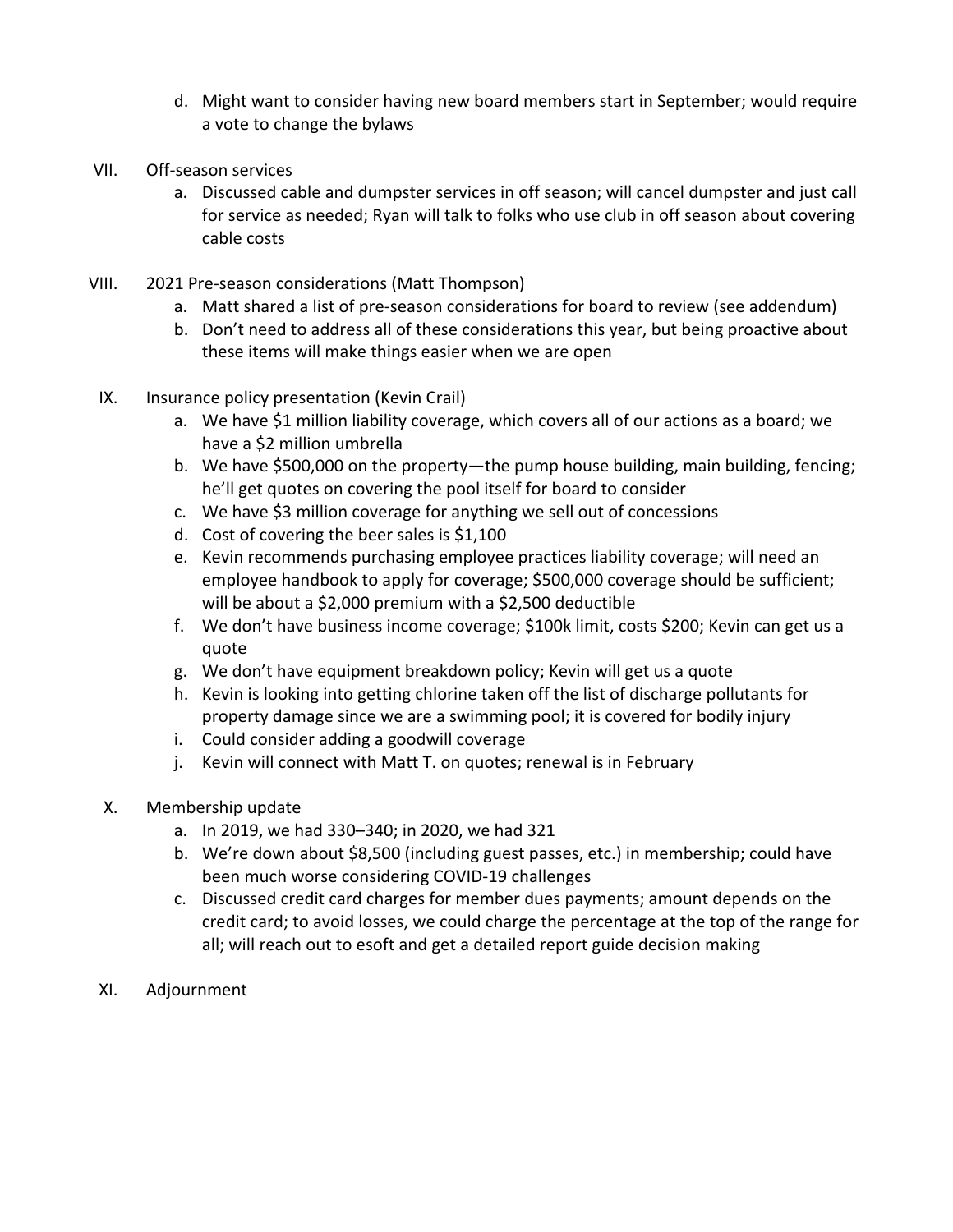d. Might want to consider having new board members start in September; would require a vote to change the bylaws

VII. Off-season services
   a. Discussed cable and dumpster services in off season; will cancel dumpster and just call for service as needed; Ryan will talk to folks who use club in off season about covering cable costs

VIII. 2021 Pre-season considerations (Matt Thompson)
   a. Matt shared a list of pre-season considerations for board to review (see addendum)
   b. Don't need to address all of these considerations this year, but being proactive about these items will make things easier when we are open

IX. Insurance policy presentation (Kevin Crail)
   a. We have $1 million liability coverage, which covers all of our actions as a board; we have a $2 million umbrella
   b. We have $500,000 on the property—the pump house building, main building, fencing; he'll get quotes on covering the pool itself for board to consider
   c. We have $3 million coverage for anything we sell out of concessions
   d. Cost of covering the beer sales is $1,100
   e. Kevin recommends purchasing employee practices liability coverage; will need an employee handbook to apply for coverage; $500,000 coverage should be sufficient; will be about a $2,000 premium with a $2,500 deductible
   f. We don't have business income coverage; $100k limit, costs $200; Kevin can get us a quote
   g. We don't have equipment breakdown policy; Kevin will get us a quote
   h. Kevin is looking into getting chlorine taken off the list of discharge pollutants for property damage since we are a swimming pool; it is covered for bodily injury
   i. Could consider adding a goodwill coverage
   j. Kevin will connect with Matt T. on quotes; renewal is in February

X. Membership update
   a. In 2019, we had 330–340; in 2020, we had 321
   b. We're down about $8,500 (including guest passes, etc.) in membership; could have been much worse considering COVID-19 challenges
   c. Discussed credit card charges for member dues payments; amount depends on the credit card; to avoid losses, we could charge the percentage at the top of the range for all; will reach out to esoft and get a detailed report guide decision making

XI. Adjournment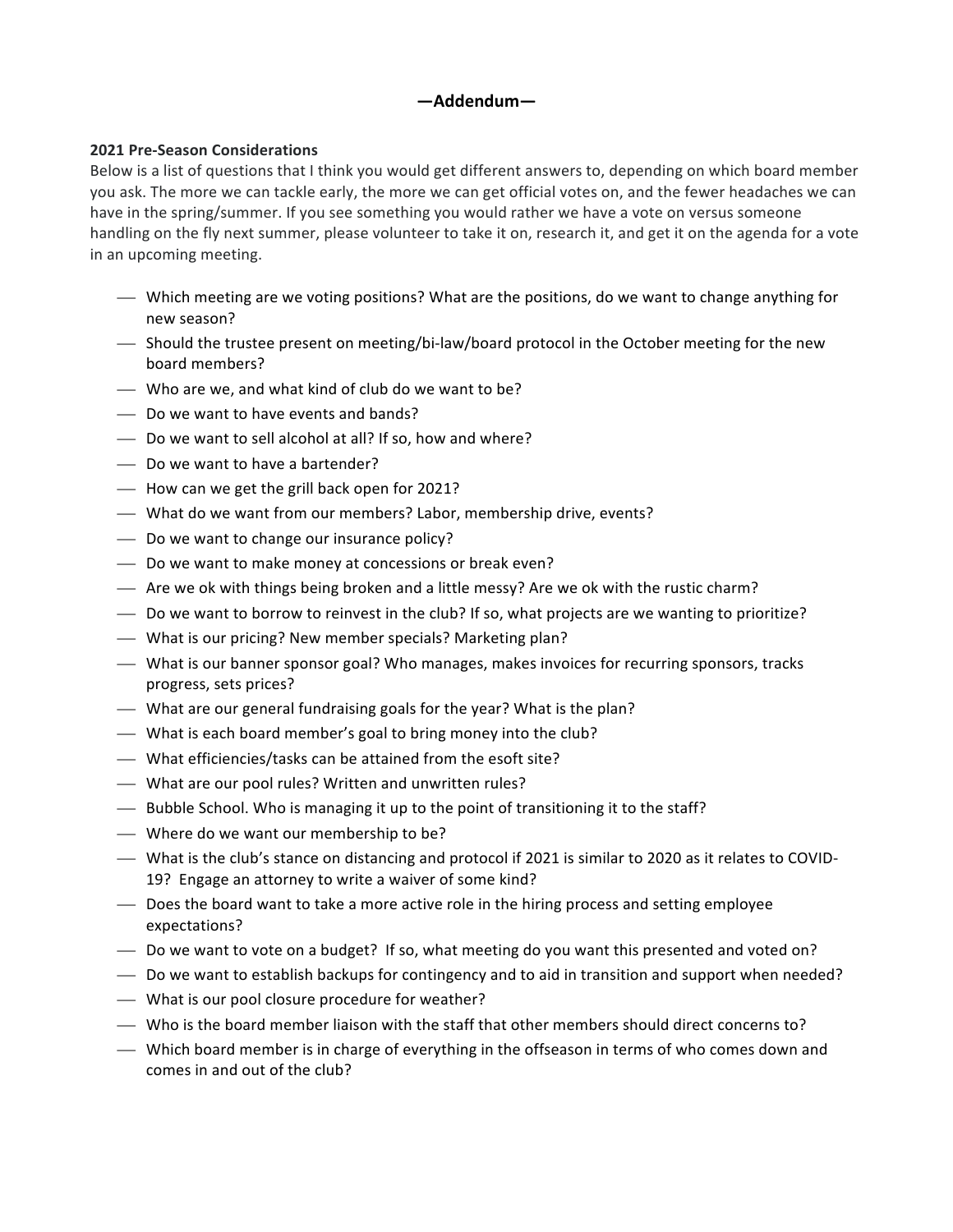## —Addendum—

**2021 Pre-Season Considerations**

Below is a list of questions that I think you would get different answers to, depending on which board member you ask. The more we can tackle early, the more we can get official votes on, and the fewer headaches we can have in the spring/summer. If you see something you would rather we have a vote on versus someone handling on the fly next summer, please volunteer to take it on, research it, and get it on the agenda for a vote in an upcoming meeting.

- Which meeting are we voting positions? What are the positions, do we want to change anything for new season?
- Should the trustee present on meeting/bi-law/board protocol in the October meeting for the new board members?
- Who are we, and what kind of club do we want to be?
- Do we want to have events and bands?
- Do we want to sell alcohol at all? If so, how and where?
- Do we want to have a bartender?
- How can we get the grill back open for 2021?
- What do we want from our members? Labor, membership drive, events?
- Do we want to change our insurance policy?
- Do we want to make money at concessions or break even?
- Are we ok with things being broken and a little messy? Are we ok with the rustic charm?
- Do we want to borrow to reinvest in the club? If so, what projects are we wanting to prioritize?
- What is our pricing? New member specials? Marketing plan?
- What is our banner sponsor goal? Who manages, makes invoices for recurring sponsors, tracks progress, sets prices?
- What are our general fundraising goals for the year? What is the plan?
- What is each board member's goal to bring money into the club?
- What efficiencies/tasks can be attained from the esoft site?
- What are our pool rules? Written and unwritten rules?
- Bubble School. Who is managing it up to the point of transitioning it to the staff?
- Where do we want our membership to be?
- What is the club's stance on distancing and protocol if 2021 is similar to 2020 as it relates to COVID-19? Engage an attorney to write a waiver of some kind?
- Does the board want to take a more active role in the hiring process and setting employee expectations?
- Do we want to vote on a budget? If so, what meeting do you want this presented and voted on?
- Do we want to establish backups for contingency and to aid in transition and support when needed?
- What is our pool closure procedure for weather?
- Who is the board member liaison with the staff that other members should direct concerns to?
- Which board member is in charge of everything in the offseason in terms of who comes down and comes in and out of the club?